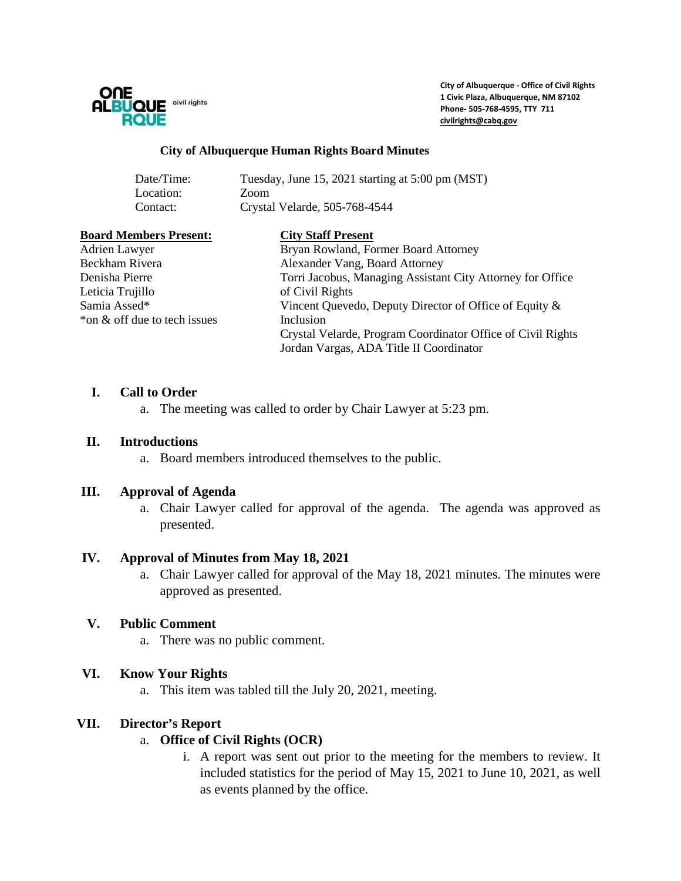ONE ALBUQUERQUE civil rights

**City of Albuquerque - Office of Civil Rights**
**1 Civic Plaza, Albuquerque, NM 87102**
**Phone- 505-768-4595, TTY 711**
**civilrights@cabq.gov**

# City of Albuquerque Human Rights Board Minutes

| | |
|---|---|
| Date/Time: | Tuesday, June 15, 2021 starting at 5:00 pm (MST) |
| Location: | Zoom |
| Contact: | Crystal Velarde, 505-768-4544 |

**Board Members Present:**
Adrien Lawyer
Beckham Rivera
Denisha Pierre
Leticia Trujillo
Samia Assed*
*on & off due to tech issues

**City Staff Present**
Bryan Rowland, Former Board Attorney
Alexander Vang, Board Attorney
Torri Jacobus, Managing Assistant City Attorney for Office of Civil Rights
Vincent Quevedo, Deputy Director of Office of Equity & Inclusion
Crystal Velarde, Program Coordinator Office of Civil Rights
Jordan Vargas, ADA Title II Coordinator

## I. Call to Order

a. The meeting was called to order by Chair Lawyer at 5:23 pm.

## II. Introductions

a. Board members introduced themselves to the public.

## III. Approval of Agenda

a. Chair Lawyer called for approval of the agenda. The agenda was approved as presented.

## IV. Approval of Minutes from May 18, 2021

a. Chair Lawyer called for approval of the May 18, 2021 minutes. The minutes were approved as presented.

## V. Public Comment

a. There was no public comment.

## VI. Know Your Rights

a. This item was tabled till the July 20, 2021, meeting.

## VII. Director's Report

a. **Office of Civil Rights (OCR)**

i. A report was sent out prior to the meeting for the members to review. It included statistics for the period of May 15, 2021 to June 10, 2021, as well as events planned by the office.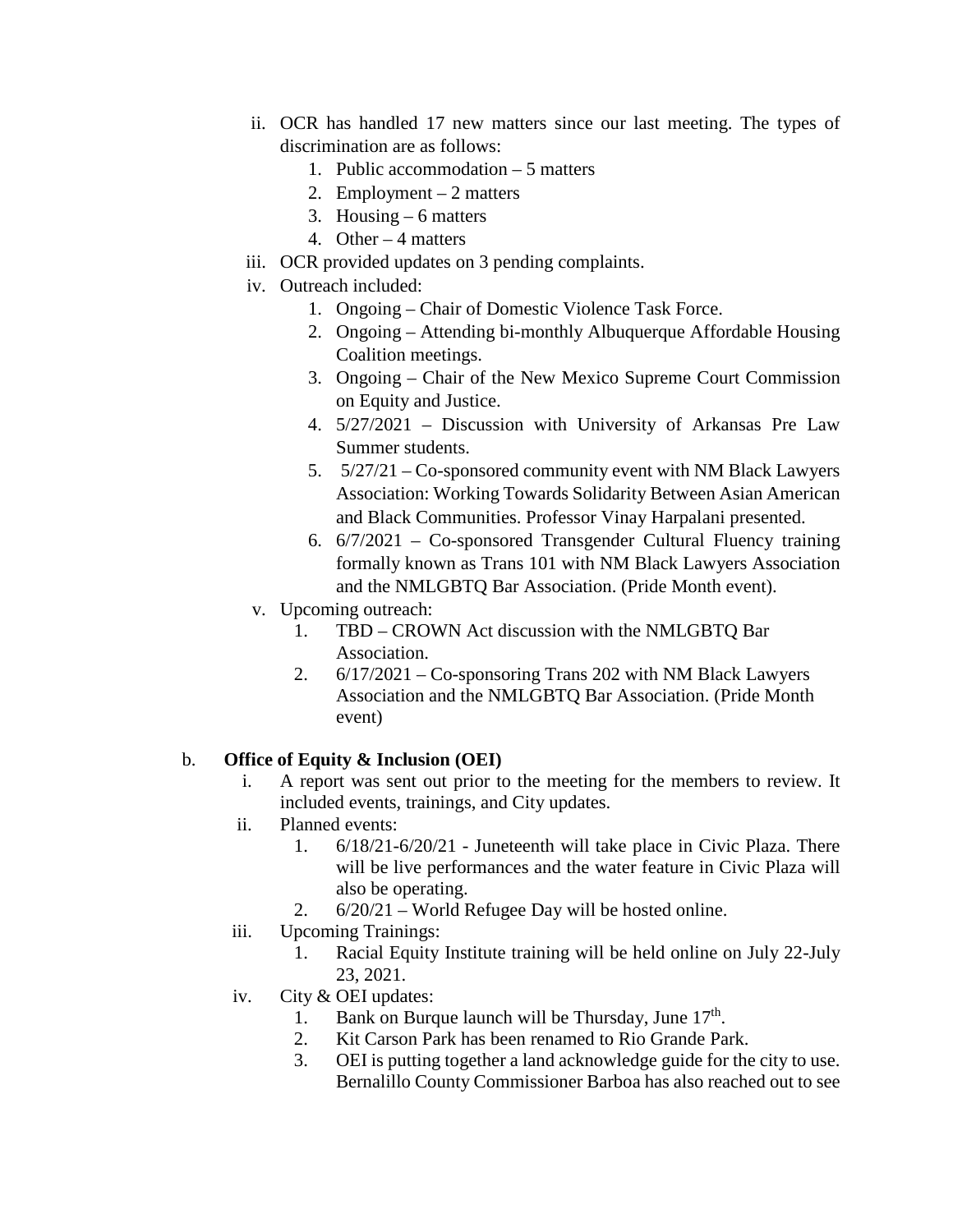ii. OCR has handled 17 new matters since our last meeting. The types of discrimination are as follows:
    1. Public accommodation – 5 matters
    2. Employment – 2 matters
    3. Housing – 6 matters
    4. Other – 4 matters

iii. OCR provided updates on 3 pending complaints.

iv. Outreach included:
    1. Ongoing – Chair of Domestic Violence Task Force.
    2. Ongoing – Attending bi-monthly Albuquerque Affordable Housing Coalition meetings.
    3. Ongoing – Chair of the New Mexico Supreme Court Commission on Equity and Justice.
    4. 5/27/2021 – Discussion with University of Arkansas Pre Law Summer students.
    5. 5/27/21 – Co-sponsored community event with NM Black Lawyers Association: Working Towards Solidarity Between Asian American and Black Communities. Professor Vinay Harpalani presented.
    6. 6/7/2021 – Co-sponsored Transgender Cultural Fluency training formally known as Trans 101 with NM Black Lawyers Association and the NMLGBTQ Bar Association. (Pride Month event).

v. Upcoming outreach:
    1. TBD – CROWN Act discussion with the NMLGBTQ Bar Association.
    2. 6/17/2021 – Co-sponsoring Trans 202 with NM Black Lawyers Association and the NMLGBTQ Bar Association. (Pride Month event)

b. **Office of Equity & Inclusion (OEI)**

i. A report was sent out prior to the meeting for the members to review. It included events, trainings, and City updates.

ii. Planned events:
    1. 6/18/21-6/20/21 - Juneteenth will take place in Civic Plaza. There will be live performances and the water feature in Civic Plaza will also be operating.
    2. 6/20/21 – World Refugee Day will be hosted online.

iii. Upcoming Trainings:
    1. Racial Equity Institute training will be held online on July 22-July 23, 2021.

iv. City & OEI updates:
    1. Bank on Burque launch will be Thursday, June 17th.
    2. Kit Carson Park has been renamed to Rio Grande Park.
    3. OEI is putting together a land acknowledge guide for the city to use. Bernalillo County Commissioner Barboa has also reached out to see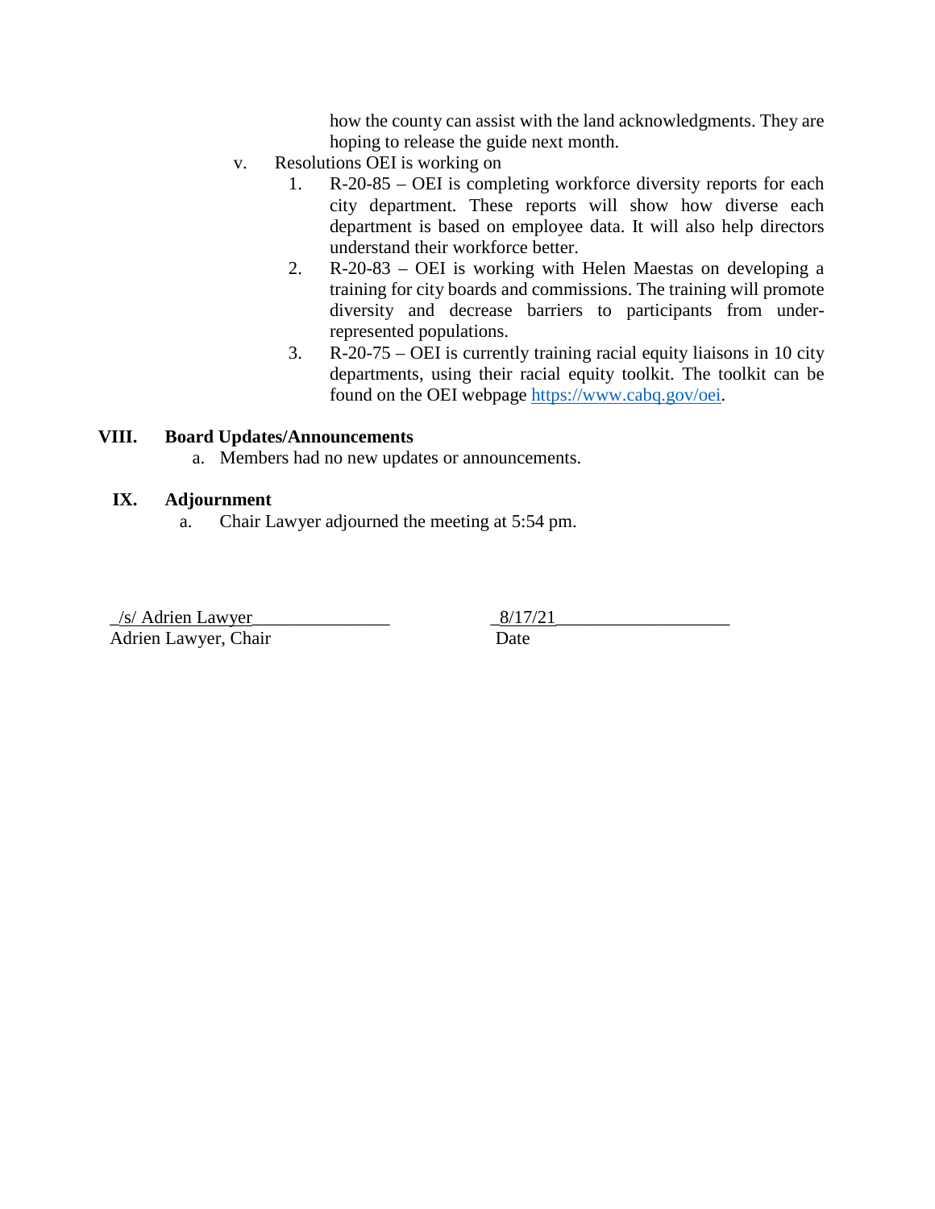how the county can assist with the land acknowledgments. They are hoping to release the guide next month.

v. Resolutions OEI is working on

1. R-20-85 – OEI is completing workforce diversity reports for each city department. These reports will show how diverse each department is based on employee data. It will also help directors understand their workforce better.
2. R-20-83 – OEI is working with Helen Maestas on developing a training for city boards and commissions. The training will promote diversity and decrease barriers to participants from under-represented populations.
3. R-20-75 – OEI is currently training racial equity liaisons in 10 city departments, using their racial equity toolkit. The toolkit can be found on the OEI webpage [https://www.cabq.gov/oei](https://www.cabq.gov/oei).

## VIII. Board Updates/Announcements

a. Members had no new updates or announcements.

## IX. Adjournment

a. Chair Lawyer adjourned the meeting at 5:54 pm.

_/s/ Adrien Lawyer_______________
Adrien Lawyer, Chair

_8/17/21___________________
Date